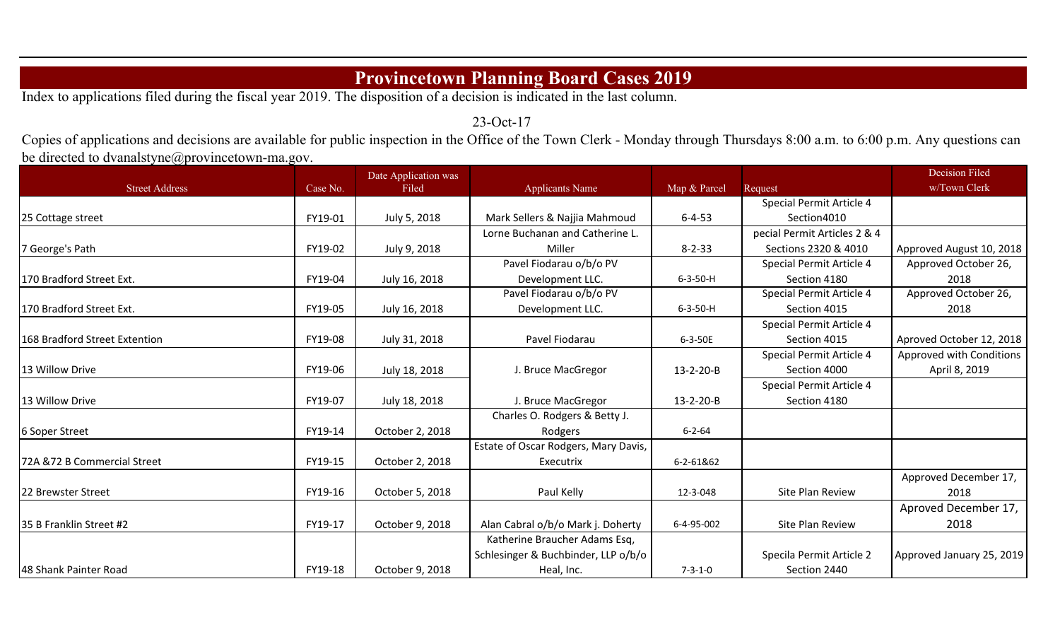# Provincetown Planning Board Cases 2019

Index to applications filed during the fiscal year 2019. The disposition of a decision is indicated in the last column.

23-Oct-17

Copies of applications and decisions are available for public inspection in the Office of the Town Clerk - Monday through Thursdays 8:00 a.m. to 6:00 p.m. Any questions can be directed to dvanalstyne@provincetown-ma.gov.

| Street Address | Case No. | Date Application was Filed | Applicants Name | Map & Parcel | Request | Decision Filed w/Town Clerk |
|---|---|---|---|---|---|---|
| 25 Cottage street | FY19-01 | July 5, 2018 | Mark Sellers & Najjia Mahmoud | 6-4-53 | Special Permit Article 4 Section4010 | |
| 7 George's Path | FY19-02 | July 9, 2018 | Lorne Buchanan and Catherine L. Miller | 8-2-33 | pecial Permit Articles 2 & 4 Sections 2320 & 4010 | Approved August 10, 2018 |
| 170 Bradford Street Ext. | FY19-04 | July 16, 2018 | Pavel Fiodarau o/b/o PV Development LLC. | 6-3-50-H | Special Permit Article 4 Section 4180 | Approved October 26, 2018 |
| 170 Bradford Street Ext. | FY19-05 | July 16, 2018 | Pavel Fiodarau o/b/o PV Development LLC. | 6-3-50-H | Special Permit Article 4 Section 4015 | Approved October 26, 2018 |
| 168 Bradford Street Extention | FY19-08 | July 31, 2018 | Pavel Fiodarau | 6-3-50E | Special Permit Article 4 Section 4015 | Aproved October 12, 2018 |
| 13 Willow Drive | FY19-06 | July 18, 2018 | J. Bruce MacGregor | 13-2-20-B | Special Permit Article 4 Section 4000 | Approved with Conditions April 8, 2019 |
| 13 Willow Drive | FY19-07 | July 18, 2018 | J. Bruce MacGregor | 13-2-20-B | Special Permit Article 4 Section 4180 | |
| 6 Soper Street | FY19-14 | October 2, 2018 | Charles O. Rodgers & Betty J. Rodgers | 6-2-64 | | |
| 72A &72 B Commercial Street | FY19-15 | October 2, 2018 | Estate of Oscar Rodgers, Mary Davis, Executrix | 6-2-61&62 | | |
| 22 Brewster Street | FY19-16 | October 5, 2018 | Paul Kelly | 12-3-048 | Site Plan Review | Approved December 17, 2018 |
| 35 B Franklin Street #2 | FY19-17 | October 9, 2018 | Alan Cabral o/b/o Mark j. Doherty | 6-4-95-002 | Site Plan Review | Aproved December 17, 2018 |
| 48 Shank Painter Road | FY19-18 | October 9, 2018 | Katherine Braucher Adams Esq, Schlesinger & Buchbinder, LLP o/b/o Heal, Inc. | 7-3-1-0 | Specila Permit Article 2 Section 2440 | Approved January 25, 2019 |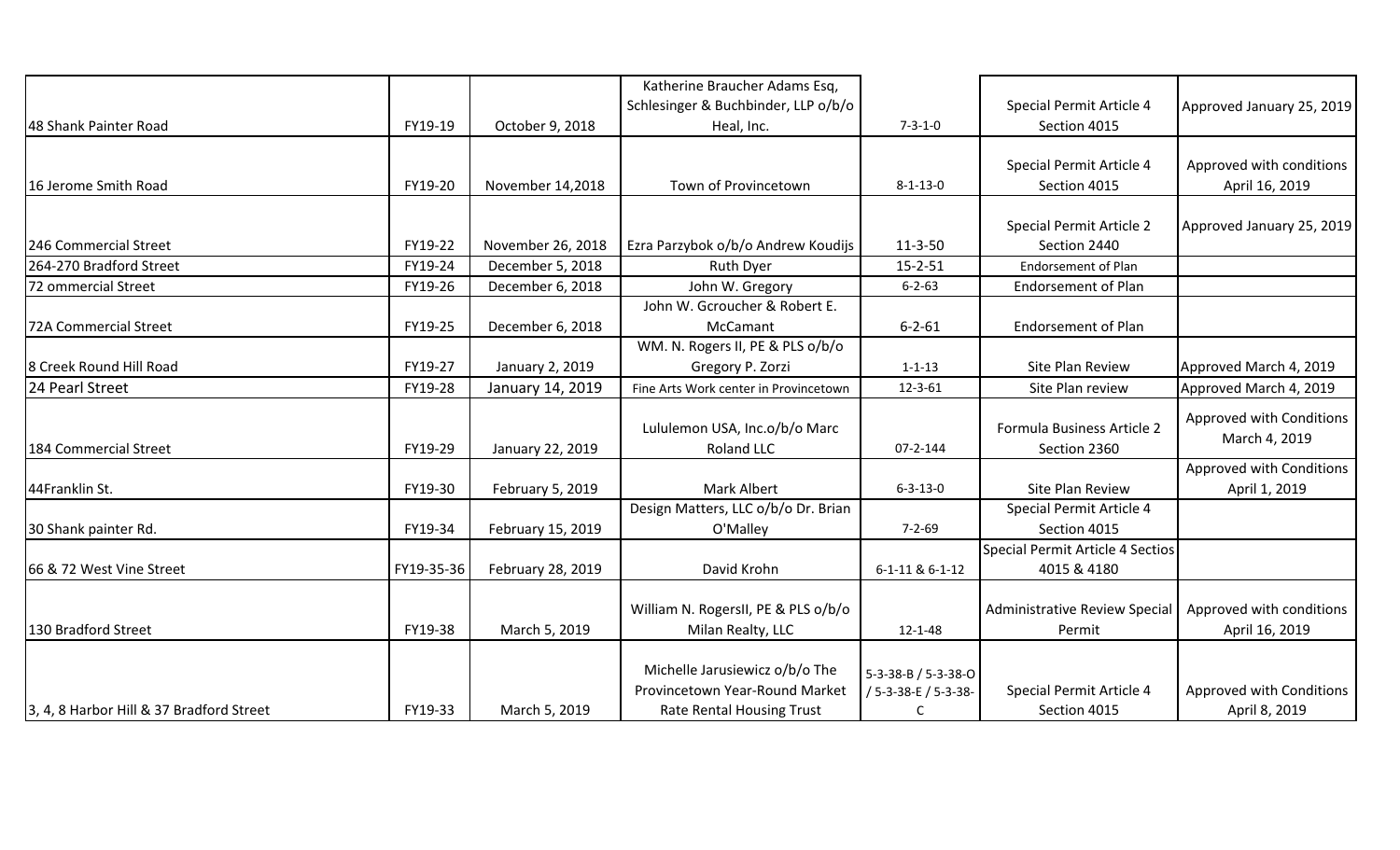| | | | | | | |
|---|---|---|---|---|---|---|
| 48 Shank Painter Road | FY19-19 | October 9, 2018 | Katherine Braucher Adams Esq, Schlesinger & Buchbinder, LLP o/b/o Heal, Inc. | 7-3-1-0 | Special Permit Article 4 Section 4015 | Approved January 25, 2019 |
| 16 Jerome Smith Road | FY19-20 | November 14,2018 | Town of Provincetown | 8-1-13-0 | Special Permit Article 4 Section 4015 | Approved with conditions April 16, 2019 |
| 246 Commercial Street | FY19-22 | November 26, 2018 | Ezra Parzybok o/b/o Andrew Koudijs | 11-3-50 | Special Permit Article 2 Section 2440 | Approved January 25, 2019 |
| 264-270 Bradford Street | FY19-24 | December 5, 2018 | Ruth Dyer | 15-2-51 | Endorsement of Plan | |
| 72 ommercial Street | FY19-26 | December 6, 2018 | John W. Gregory | 6-2-63 | Endorsement of Plan | |
| 72A Commercial Street | FY19-25 | December 6, 2018 | John W. Gcroucher & Robert E. McCamant | 6-2-61 | Endorsement of Plan | |
| 8 Creek Round Hill Road | FY19-27 | January 2, 2019 | WM. N. Rogers II, PE & PLS o/b/o Gregory P. Zorzi | 1-1-13 | Site Plan Review | Approved March 4, 2019 |
| 24 Pearl Street | FY19-28 | January 14, 2019 | Fine Arts Work center in Provincetown | 12-3-61 | Site Plan review | Approved March 4, 2019 |
| 184 Commercial Street | FY19-29 | January 22, 2019 | Lululemon USA, Inc.o/b/o Marc Roland LLC | 07-2-144 | Formula Business Article 2 Section 2360 | Approved with Conditions March 4, 2019 |
| 44Franklin St. | FY19-30 | February 5, 2019 | Mark Albert | 6-3-13-0 | Site Plan Review | Approved with Conditions April 1, 2019 |
| 30 Shank painter Rd. | FY19-34 | February 15, 2019 | Design Matters, LLC o/b/o Dr. Brian O'Malley | 7-2-69 | Special Permit Article 4 Section 4015 | |
| 66 & 72 West Vine Street | FY19-35-36 | February 28, 2019 | David Krohn | 6-1-11 & 6-1-12 | Special Permit Article 4 Sectios 4015 & 4180 | |
| 130 Bradford Street | FY19-38 | March 5, 2019 | William N. RogersII, PE & PLS o/b/o Milan Realty, LLC | 12-1-48 | Administrative Review Special Permit | Approved with conditions April 16, 2019 |
| 3, 4, 8 Harbor Hill & 37 Bradford Street | FY19-33 | March 5, 2019 | Michelle Jarusiewicz o/b/o The Provincetown Year-Round Market Rate Rental Housing Trust | 5-3-38-B / 5-3-38-O / 5-3-38-E / 5-3-38-C | Special Permit Article 4 Section 4015 | Approved with Conditions April 8, 2019 |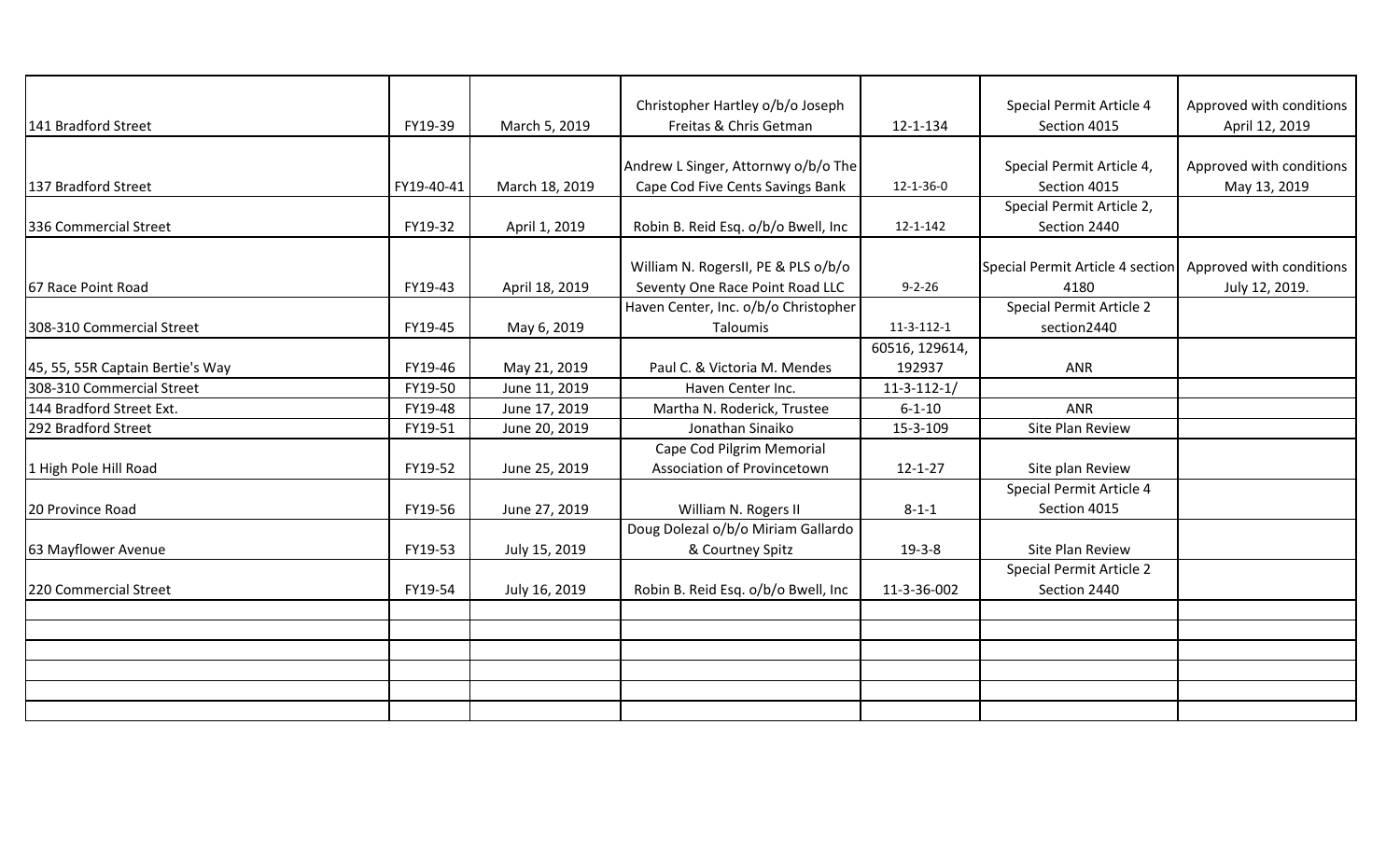| | | | | | | |
|---|---|---|---|---|---|---|
| 141 Bradford Street | FY19-39 | March 5, 2019 | Christopher Hartley o/b/o Joseph Freitas & Chris Getman | 12-1-134 | Special Permit Article 4 Section 4015 | Approved with conditions April 12, 2019 |
| 137 Bradford Street | FY19-40-41 | March 18, 2019 | Andrew L Singer, Attornwy o/b/o The Cape Cod Five Cents Savings Bank | 12-1-36-0 | Special Permit Article 4, Section 4015 | Approved with conditions May 13, 2019 |
| 336 Commercial Street | FY19-32 | April 1, 2019 | Robin B. Reid Esq. o/b/o Bwell, Inc | 12-1-142 | Special Permit Article 2, Section 2440 | |
| 67 Race Point Road | FY19-43 | April 18, 2019 | William N. RogersII, PE & PLS o/b/o Seventy One Race Point Road LLC | 9-2-26 | Special Permit Article 4 section 4180 | Approved with conditions July 12, 2019. |
| 308-310 Commercial Street | FY19-45 | May 6, 2019 | Haven Center, Inc. o/b/o Christopher Taloumis | 11-3-112-1 | Special Permit Article 2 section2440 | |
| 45, 55, 55R Captain Bertie's Way | FY19-46 | May 21, 2019 | Paul C. & Victoria M. Mendes | 60516, 129614, 192937 | ANR | |
| 308-310 Commercial Street | FY19-50 | June 11, 2019 | Haven Center Inc. | 11-3-112-1/ | | |
| 144 Bradford Street Ext. | FY19-48 | June 17, 2019 | Martha N. Roderick, Trustee | 6-1-10 | ANR | |
| 292 Bradford Street | FY19-51 | June 20, 2019 | Jonathan Sinaiko | 15-3-109 | Site Plan Review | |
| 1 High Pole Hill Road | FY19-52 | June 25, 2019 | Cape Cod Pilgrim Memorial Association of Provincetown | 12-1-27 | Site plan Review | |
| 20 Province Road | FY19-56 | June 27, 2019 | William N. Rogers II | 8-1-1 | Special Permit Article 4 Section 4015 | |
| 63 Mayflower Avenue | FY19-53 | July 15, 2019 | Doug Dolezal o/b/o Miriam Gallardo & Courtney Spitz | 19-3-8 | Site Plan Review | |
| 220 Commercial Street | FY19-54 | July 16, 2019 | Robin B. Reid Esq. o/b/o Bwell, Inc | 11-3-36-002 | Special Permit Article 2 Section 2440 | |
| | | | | | | |
| | | | | | | |
| | | | | | | |
| | | | | | | |
| | | | | | | |
| | | | | | | |